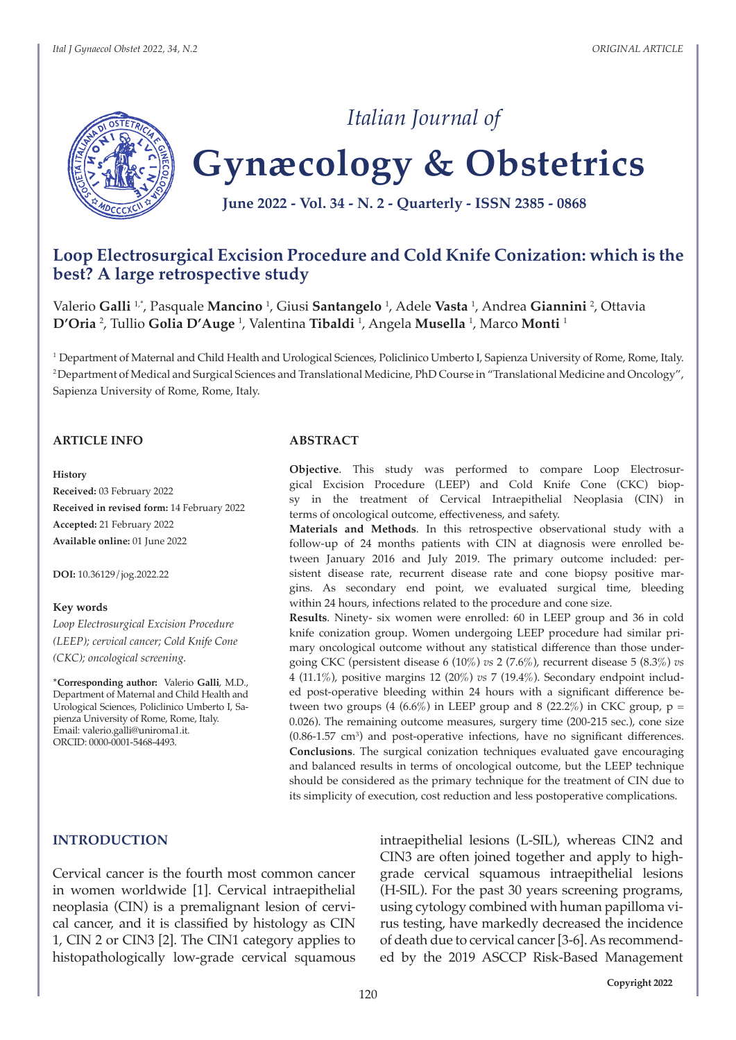# Loop Electrosurgical Excision Procedure and Cold Knife Conization: which is the best? A large retrospective study

Valerio **Galli** [1,*], Pasquale **Mancino** [1], Giusi **Santangelo** [1], Adele **Vasta** [1], Andrea **Giannini** [2], Ottavia **D'Oria** [2], Tullio **Golia D'Auge** [1], Valentina **Tibaldi** [1], Angela **Musella** [1], Marco **Monti** [1]

[1] Department of Maternal and Child Health and Urological Sciences, Policlinico Umberto I, Sapienza University of Rome, Rome, Italy.
[2] Department of Medical and Surgical Sciences and Translational Medicine, PhD Course in "Translational Medicine and Oncology", Sapienza University of Rome, Rome, Italy.

## ARTICLE INFO

**History**

**Received:** 03 February 2022
**Received in revised form:** 14 February 2022
**Accepted:** 21 February 2022
**Available online:** 01 June 2022

**DOI:** 10.36129/jog.2022.22

**Key words**

*Loop Electrosurgical Excision Procedure (LEEP); cervical cancer; Cold Knife Cone (CKC); oncological screening.*

***Corresponding author:** Valerio **Galli**, M.D., Department of Maternal and Child Health and Urological Sciences, Policlinico Umberto I, Sapienza University of Rome, Rome, Italy.
Email: valerio.galli@uniroma1.it.
ORCID: 0000-0001-5468-4493.

## ABSTRACT

**Objective**. This study was performed to compare Loop Electrosurgical Excision Procedure (LEEP) and Cold Knife Cone (CKC) biopsy in the treatment of Cervical Intraepithelial Neoplasia (CIN) in terms of oncological outcome, effectiveness, and safety.

**Materials and Methods**. In this retrospective observational study with a follow-up of 24 months patients with CIN at diagnosis were enrolled between January 2016 and July 2019. The primary outcome included: persistent disease rate, recurrent disease rate and cone biopsy positive margins. As secondary end point, we evaluated surgical time, bleeding within 24 hours, infections related to the procedure and cone size.

**Results**. Ninety- six women were enrolled: 60 in LEEP group and 36 in cold knife conization group. Women undergoing LEEP procedure had similar primary oncological outcome without any statistical difference than those undergoing CKC (persistent disease 6 (10%) *vs* 2 (7.6%), recurrent disease 5 (8.3%) *vs* 4 (11.1%), positive margins 12 (20%) *vs* 7 (19.4%). Secondary endpoint included post-operative bleeding within 24 hours with a significant difference between two groups (4 (6.6%) in LEEP group and 8 (22.2%) in CKC group, $p = 0.026$). The remaining outcome measures, surgery time (200-215 sec.), cone size (0.86-1.57 $cm^3$) and post-operative infections, have no significant differences.

**Conclusions**. The surgical conization techniques evaluated gave encouraging and balanced results in terms of oncological outcome, but the LEEP technique should be considered as the primary technique for the treatment of CIN due to its simplicity of execution, cost reduction and less postoperative complications.

## INTRODUCTION

Cervical cancer is the fourth most common cancer in women worldwide [1]. Cervical intraepithelial neoplasia (CIN) is a premalignant lesion of cervical cancer, and it is classified by histology as CIN 1, CIN 2 or CIN3 [2]. The CIN1 category applies to histopathologically low-grade cervical squamous intraepithelial lesions (L-SIL), whereas CIN2 and CIN3 are often joined together and apply to high-grade cervical squamous intraepithelial lesions (H-SIL). For the past 30 years screening programs, using cytology combined with human papilloma virus testing, have markedly decreased the incidence of death due to cervical cancer [3-6]. As recommended by the 2019 ASCCP Risk-Based Management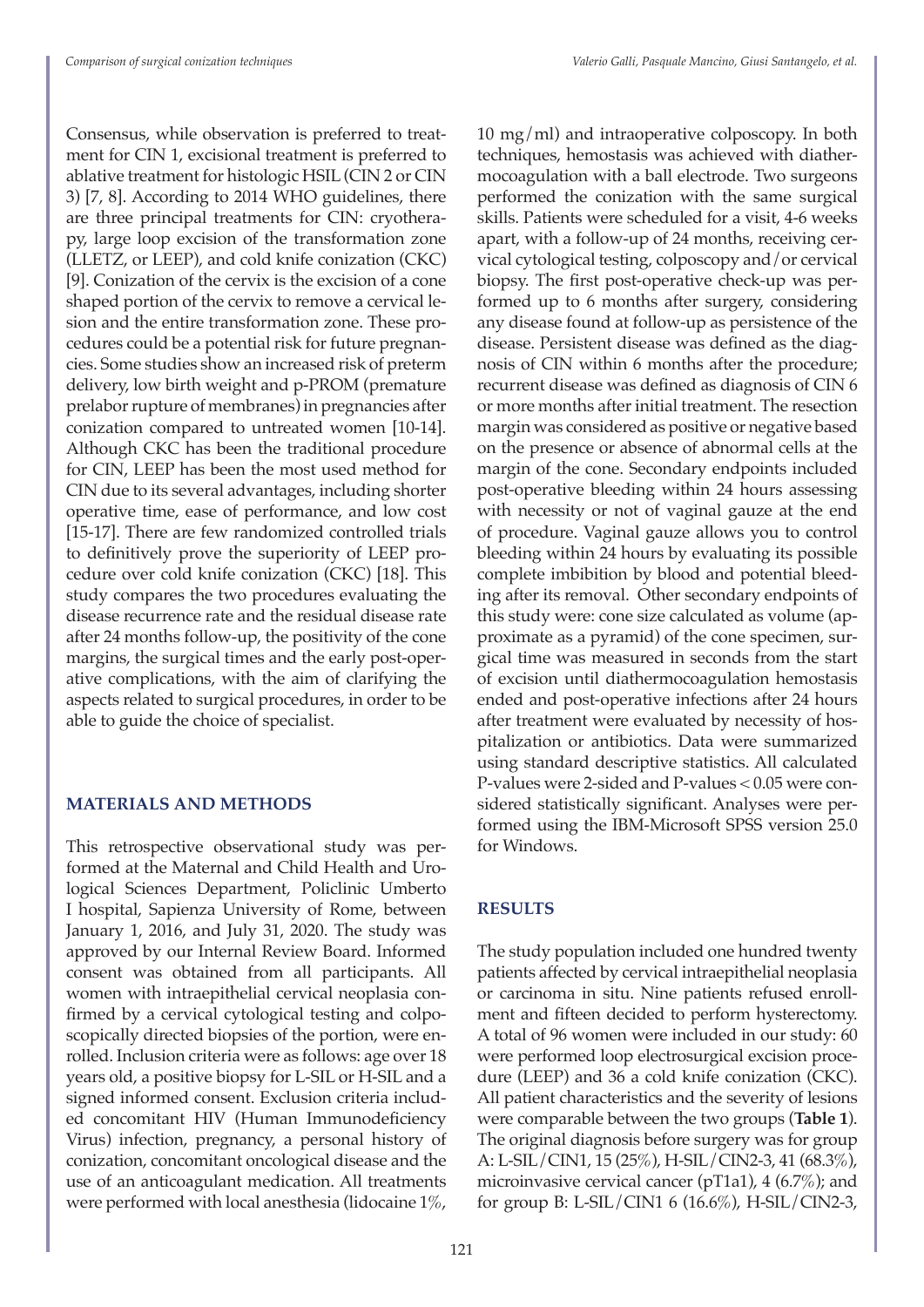Consensus, while observation is preferred to treatment for CIN 1, excisional treatment is preferred to ablative treatment for histologic HSIL (CIN 2 or CIN 3) [7, 8]. According to 2014 WHO guidelines, there are three principal treatments for CIN: cryotherapy, large loop excision of the transformation zone (LLETZ, or LEEP), and cold knife conization (CKC) [9]. Conization of the cervix is the excision of a cone shaped portion of the cervix to remove a cervical lesion and the entire transformation zone. These procedures could be a potential risk for future pregnancies. Some studies show an increased risk of preterm delivery, low birth weight and p-PROM (premature prelabor rupture of membranes) in pregnancies after conization compared to untreated women [10-14]. Although CKC has been the traditional procedure for CIN, LEEP has been the most used method for CIN due to its several advantages, including shorter operative time, ease of performance, and low cost [15-17]. There are few randomized controlled trials to definitively prove the superiority of LEEP procedure over cold knife conization (CKC) [18]. This study compares the two procedures evaluating the disease recurrence rate and the residual disease rate after 24 months follow-up, the positivity of the cone margins, the surgical times and the early post-operative complications, with the aim of clarifying the aspects related to surgical procedures, in order to be able to guide the choice of specialist.

## MATERIALS AND METHODS

This retrospective observational study was performed at the Maternal and Child Health and Urological Sciences Department, Policlinic Umberto I hospital, Sapienza University of Rome, between January 1, 2016, and July 31, 2020. The study was approved by our Internal Review Board. Informed consent was obtained from all participants. All women with intraepithelial cervical neoplasia confirmed by a cervical cytological testing and colposcopically directed biopsies of the portion, were enrolled. Inclusion criteria were as follows: age over 18 years old, a positive biopsy for L-SIL or H-SIL and a signed informed consent. Exclusion criteria included concomitant HIV (Human Immunodeficiency Virus) infection, pregnancy, a personal history of conization, concomitant oncological disease and the use of an anticoagulant medication. All treatments were performed with local anesthesia (lidocaine 1%, 10 mg/ml) and intraoperative colposcopy. In both techniques, hemostasis was achieved with diathermocoagulation with a ball electrode. Two surgeons performed the conization with the same surgical skills. Patients were scheduled for a visit, 4-6 weeks apart, with a follow-up of 24 months, receiving cervical cytological testing, colposcopy and/or cervical biopsy. The first post-operative check-up was performed up to 6 months after surgery, considering any disease found at follow-up as persistence of the disease. Persistent disease was defined as the diagnosis of CIN within 6 months after the procedure; recurrent disease was defined as diagnosis of CIN 6 or more months after initial treatment. The resection margin was considered as positive or negative based on the presence or absence of abnormal cells at the margin of the cone. Secondary endpoints included post-operative bleeding within 24 hours assessing with necessity or not of vaginal gauze at the end of procedure. Vaginal gauze allows you to control bleeding within 24 hours by evaluating its possible complete imbibition by blood and potential bleeding after its removal. Other secondary endpoints of this study were: cone size calculated as volume (approximate as a pyramid) of the cone specimen, surgical time was measured in seconds from the start of excision until diathermocoagulation hemostasis ended and post-operative infections after 24 hours after treatment were evaluated by necessity of hospitalization or antibiotics. Data were summarized using standard descriptive statistics. All calculated P-values were 2-sided and P-values $< 0.05$ were considered statistically significant. Analyses were performed using the IBM-Microsoft SPSS version 25.0 for Windows.

## RESULTS

The study population included one hundred twenty patients affected by cervical intraepithelial neoplasia or carcinoma in situ. Nine patients refused enrollment and fifteen decided to perform hysterectomy. A total of 96 women were included in our study: 60 were performed loop electrosurgical excision procedure (LEEP) and 36 a cold knife conization (CKC). All patient characteristics and the severity of lesions were comparable between the two groups (**Table 1**). The original diagnosis before surgery was for group A: L-SIL/CIN1, 15 (25%), H-SIL/CIN2-3, 41 (68.3%), microinvasive cervical cancer (pT1a1), 4 (6.7%); and for group B: L-SIL/CIN1 6 (16.6%), H-SIL/CIN2-3,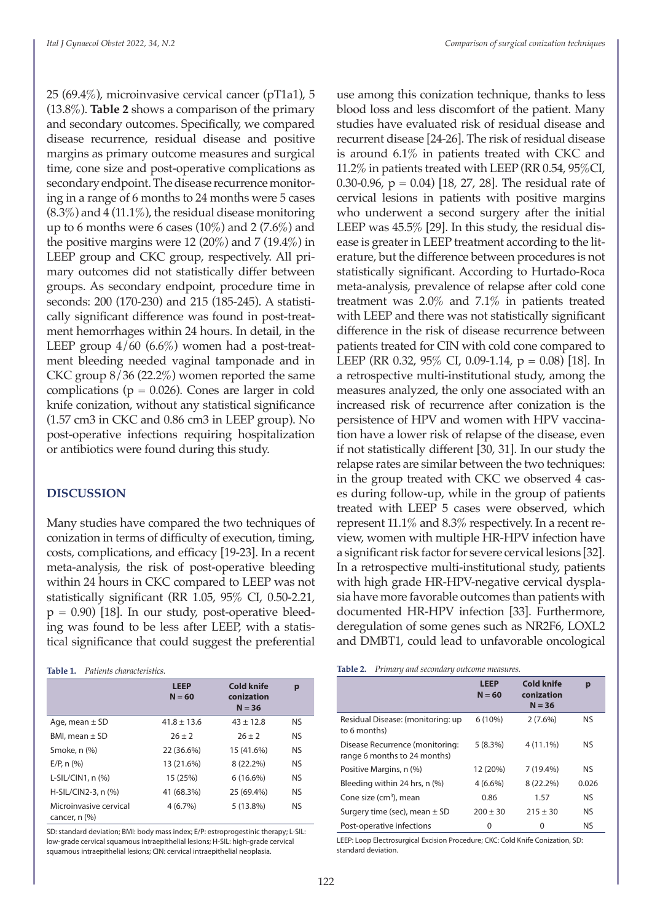25 (69.4%), microinvasive cervical cancer (pT1a1), 5 (13.8%). **Table 2** shows a comparison of the primary and secondary outcomes. Specifically, we compared disease recurrence, residual disease and positive margins as primary outcome measures and surgical time, cone size and post-operative complications as secondary endpoint. The disease recurrence monitoring in a range of 6 months to 24 months were 5 cases (8.3%) and 4 (11.1%), the residual disease monitoring up to 6 months were 6 cases (10%) and 2 (7.6%) and the positive margins were 12 (20%) and 7 (19.4%) in LEEP group and CKC group, respectively. All primary outcomes did not statistically differ between groups. As secondary endpoint, procedure time in seconds: 200 (170-230) and 215 (185-245). A statistically significant difference was found in post-treatment hemorrhages within 24 hours. In detail, in the LEEP group 4/60 (6.6%) women had a post-treatment bleeding needed vaginal tamponade and in CKC group 8/36 (22.2%) women reported the same complications ($p = 0.026$). Cones are larger in cold knife conization, without any statistical significance (1.57 cm3 in CKC and 0.86 cm3 in LEEP group). No post-operative infections requiring hospitalization or antibiotics were found during this study.

## DISCUSSION

Many studies have compared the two techniques of conization in terms of difficulty of execution, timing, costs, complications, and efficacy [19-23]. In a recent meta-analysis, the risk of post-operative bleeding within 24 hours in CKC compared to LEEP was not statistically significant (RR 1.05, 95% CI, 0.50-2.21, $p = 0.90$) [18]. In our study, post-operative bleeding was found to be less after LEEP, with a statistical significance that could suggest the preferential use among this conization technique, thanks to less blood loss and less discomfort of the patient. Many studies have evaluated risk of residual disease and recurrent disease [24-26]. The risk of residual disease is around 6.1% in patients treated with CKC and 11.2% in patients treated with LEEP (RR 0.54, 95%CI, 0.30-0.96, $p = 0.04$) [18, 27, 28]. The residual rate of cervical lesions in patients with positive margins who underwent a second surgery after the initial LEEP was 45.5% [29]. In this study, the residual disease is greater in LEEP treatment according to the literature, but the difference between procedures is not statistically significant. According to Hurtado-Roca meta-analysis, prevalence of relapse after cold cone treatment was 2.0% and 7.1% in patients treated with LEEP and there was not statistically significant difference in the risk of disease recurrence between patients treated for CIN with cold cone compared to LEEP (RR 0.32, 95% CI, 0.09-1.14, $p = 0.08$) [18]. In a retrospective multi-institutional study, among the measures analyzed, the only one associated with an increased risk of recurrence after conization is the persistence of HPV and women with HPV vaccination have a lower risk of relapse of the disease, even if not statistically different [30, 31]. In our study the relapse rates are similar between the two techniques: in the group treated with CKC we observed 4 cases during follow-up, while in the group of patients treated with LEEP 5 cases were observed, which represent 11.1% and 8.3% respectively. In a recent review, women with multiple HR-HPV infection have a significant risk factor for severe cervical lesions [32]. In a retrospective multi-institutional study, patients with high grade HR-HPV-negative cervical dysplasia have more favorable outcomes than patients with documented HR-HPV infection [33]. Furthermore, deregulation of some genes such as NR2F6, LOXL2 and DMBT1, could lead to unfavorable oncological

**Table 1.** *Patients characteristics.*

| | LEEP N = 60 | Cold knife conization N = 36 | p |
|---|---|---|---|
| Age, mean ± SD | 41.8 ± 13.6 | 43 ± 12.8 | NS |
| BMI, mean ± SD | 26 ± 2 | 26 ± 2 | NS |
| Smoke, n (%) | 22 (36.6%) | 15 (41.6%) | NS |
| E/P, n (%) | 13 (21.6%) | 8 (22.2%) | NS |
| L-SIL/CIN1, n (%) | 15 (25%) | 6 (16.6%) | NS |
| H-SIL/CIN2-3, n (%) | 41 (68.3%) | 25 (69.4%) | NS |
| Microinvasive cervical cancer, n (%) | 4 (6.7%) | 5 (13.8%) | NS |

SD: standard deviation; BMI: body mass index; E/P: estroprogestinic therapy; L-SIL: low-grade cervical squamous intraepithelial lesions; H-SIL: high-grade cervical squamous intraepithelial lesions; CIN: cervical intraepithelial neoplasia.

**Table 2.** *Primary and secondary outcome measures.*

| | LEEP N = 60 | Cold knife conization N = 36 | p |
|---|---|---|---|
| Residual Disease: (monitoring: up to 6 months) | 6 (10%) | 2 (7.6%) | NS |
| Disease Recurrence (monitoring: range 6 months to 24 months) | 5 (8.3%) | 4 (11.1%) | NS |
| Positive Margins, n (%) | 12 (20%) | 7 (19.4%) | NS |
| Bleeding within 24 hrs, n (%) | 4 (6.6%) | 8 (22.2%) | 0.026 |
| Cone size ($cm^3$), mean | 0.86 | 1.57 | NS |
| Surgery time (sec), mean ± SD | 200 ± 30 | 215 ± 30 | NS |
| Post-operative infections | 0 | 0 | NS |

LEEP: Loop Electrosurgical Excision Procedure; CKC: Cold Knife Conization, SD: standard deviation.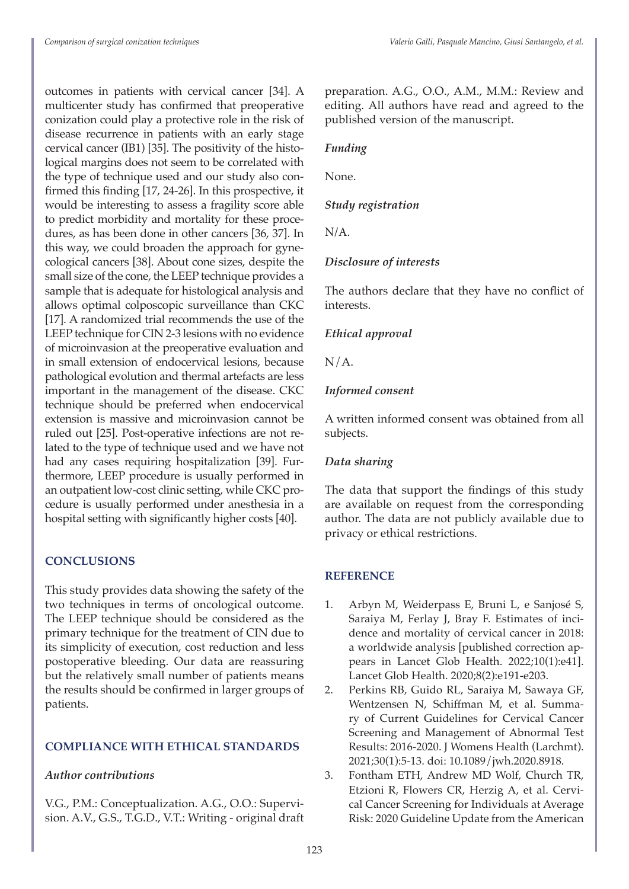outcomes in patients with cervical cancer [34]. A multicenter study has confirmed that preoperative conization could play a protective role in the risk of disease recurrence in patients with an early stage cervical cancer (IB1) [35]. The positivity of the histological margins does not seem to be correlated with the type of technique used and our study also confirmed this finding [17, 24-26]. In this prospective, it would be interesting to assess a fragility score able to predict morbidity and mortality for these procedures, as has been done in other cancers [36, 37]. In this way, we could broaden the approach for gynecological cancers [38]. About cone sizes, despite the small size of the cone, the LEEP technique provides a sample that is adequate for histological analysis and allows optimal colposcopic surveillance than CKC [17]. A randomized trial recommends the use of the LEEP technique for CIN 2-3 lesions with no evidence of microinvasion at the preoperative evaluation and in small extension of endocervical lesions, because pathological evolution and thermal artefacts are less important in the management of the disease. CKC technique should be preferred when endocervical extension is massive and microinvasion cannot be ruled out [25]. Post-operative infections are not related to the type of technique used and we have not had any cases requiring hospitalization [39]. Furthermore, LEEP procedure is usually performed in an outpatient low-cost clinic setting, while CKC procedure is usually performed under anesthesia in a hospital setting with significantly higher costs [40].

## CONCLUSIONS

This study provides data showing the safety of the two techniques in terms of oncological outcome. The LEEP technique should be considered as the primary technique for the treatment of CIN due to its simplicity of execution, cost reduction and less postoperative bleeding. Our data are reassuring but the relatively small number of patients means the results should be confirmed in larger groups of patients.

## COMPLIANCE WITH ETHICAL STANDARDS

### *Author contributions*

V.G., P.M.: Conceptualization. A.G., O.O.: Supervision. A.V., G.S., T.G.D., V.T.: Writing - original draft preparation. A.G., O.O., A.M., M.M.: Review and editing. All authors have read and agreed to the published version of the manuscript.

### *Funding*

None.

### *Study registration*

N/A.

### *Disclosure of interests*

The authors declare that they have no conflict of interests.

### *Ethical approval*

N/A.

### *Informed consent*

A written informed consent was obtained from all subjects.

### *Data sharing*

The data that support the findings of this study are available on request from the corresponding author. The data are not publicly available due to privacy or ethical restrictions.

## REFERENCE

1. Arbyn M, Weiderpass E, Bruni L, e Sanjosé S, Saraiya M, Ferlay J, Bray F. Estimates of incidence and mortality of cervical cancer in 2018: a worldwide analysis [published correction appears in Lancet Glob Health. 2022;10(1):e41]. Lancet Glob Health. 2020;8(2):e191-e203.
2. Perkins RB, Guido RL, Saraiya M, Sawaya GF, Wentzensen N, Schiffman M, et al. Summary of Current Guidelines for Cervical Cancer Screening and Management of Abnormal Test Results: 2016-2020. J Womens Health (Larchmt). 2021;30(1):5-13. doi: 10.1089/jwh.2020.8918.
3. Fontham ETH, Andrew MD Wolf, Church TR, Etzioni R, Flowers CR, Herzig A, et al. Cervical Cancer Screening for Individuals at Average Risk: 2020 Guideline Update from the American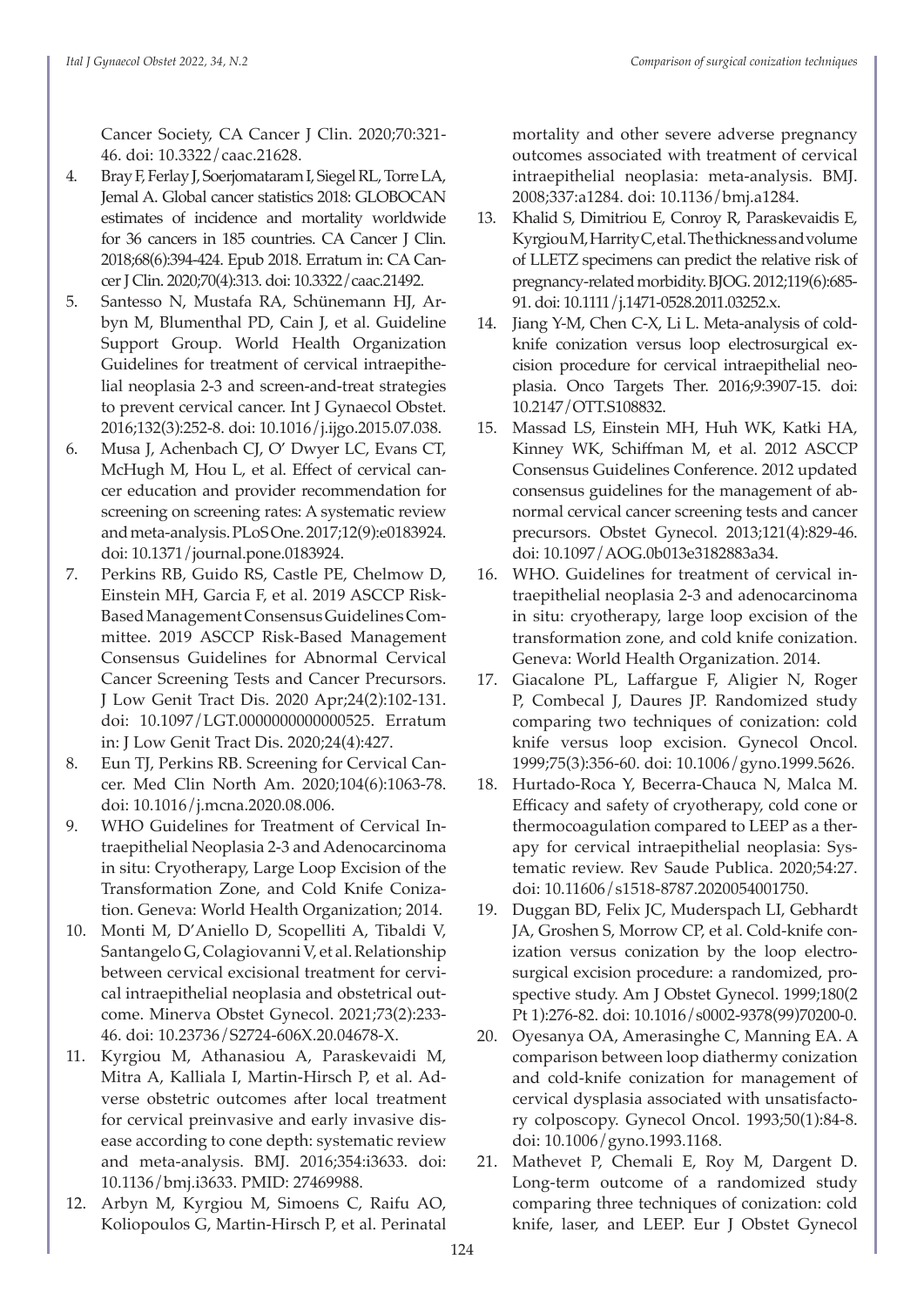Cancer Society, CA Cancer J Clin. 2020;70:321-46. doi: 10.3322/caac.21628.

4. Bray F, Ferlay J, Soerjomataram I, Siegel RL, Torre LA, Jemal A. Global cancer statistics 2018: GLOBOCAN estimates of incidence and mortality worldwide for 36 cancers in 185 countries. CA Cancer J Clin. 2018;68(6):394-424. Epub 2018. Erratum in: CA Cancer J Clin. 2020;70(4):313. doi: 10.3322/caac.21492.
5. Santesso N, Mustafa RA, Schünemann HJ, Arbyn M, Blumenthal PD, Cain J, et al. Guideline Support Group. World Health Organization Guidelines for treatment of cervical intraepithelial neoplasia 2-3 and screen-and-treat strategies to prevent cervical cancer. Int J Gynaecol Obstet. 2016;132(3):252-8. doi: 10.1016/j.ijgo.2015.07.038.
6. Musa J, Achenbach CJ, O' Dwyer LC, Evans CT, McHugh M, Hou L, et al. Effect of cervical cancer education and provider recommendation for screening on screening rates: A systematic review and meta-analysis. PLoS One. 2017;12(9):e0183924. doi: 10.1371/journal.pone.0183924.
7. Perkins RB, Guido RS, Castle PE, Chelmow D, Einstein MH, Garcia F, et al. 2019 ASCCP Risk-Based Management Consensus Guidelines Committee. 2019 ASCCP Risk-Based Management Consensus Guidelines for Abnormal Cervical Cancer Screening Tests and Cancer Precursors. J Low Genit Tract Dis. 2020 Apr;24(2):102-131. doi: 10.1097/LGT.0000000000000525. Erratum in: J Low Genit Tract Dis. 2020;24(4):427.
8. Eun TJ, Perkins RB. Screening for Cervical Cancer. Med Clin North Am. 2020;104(6):1063-78. doi: 10.1016/j.mcna.2020.08.006.
9. WHO Guidelines for Treatment of Cervical Intraepithelial Neoplasia 2-3 and Adenocarcinoma in situ: Cryotherapy, Large Loop Excision of the Transformation Zone, and Cold Knife Conization. Geneva: World Health Organization; 2014.
10. Monti M, D'Aniello D, Scopelliti A, Tibaldi V, Santangelo G, Colagiovanni V, et al. Relationship between cervical excisional treatment for cervical intraepithelial neoplasia and obstetrical outcome. Minerva Obstet Gynecol. 2021;73(2):233-46. doi: 10.23736/S2724-606X.20.04678-X.
11. Kyrgiou M, Athanasiou A, Paraskevaidi M, Mitra A, Kalliala I, Martin-Hirsch P, et al. Adverse obstetric outcomes after local treatment for cervical preinvasive and early invasive disease according to cone depth: systematic review and meta-analysis. BMJ. 2016;354:i3633. doi: 10.1136/bmj.i3633. PMID: 27469988.
12. Arbyn M, Kyrgiou M, Simoens C, Raifu AO, Koliopoulos G, Martin-Hirsch P, et al. Perinatal mortality and other severe adverse pregnancy outcomes associated with treatment of cervical intraepithelial neoplasia: meta-analysis. BMJ. 2008;337:a1284. doi: 10.1136/bmj.a1284.
13. Khalid S, Dimitriou E, Conroy R, Paraskevaidis E, Kyrgiou M, Harrity C, et al. The thickness and volume of LLETZ specimens can predict the relative risk of pregnancy-related morbidity. BJOG. 2012;119(6):685-91. doi: 10.1111/j.1471-0528.2011.03252.x.
14. Jiang Y-M, Chen C-X, Li L. Meta-analysis of cold-knife conization versus loop electrosurgical excision procedure for cervical intraepithelial neoplasia. Onco Targets Ther. 2016;9:3907-15. doi: 10.2147/OTT.S108832.
15. Massad LS, Einstein MH, Huh WK, Katki HA, Kinney WK, Schiffman M, et al. 2012 ASCCP Consensus Guidelines Conference. 2012 updated consensus guidelines for the management of abnormal cervical cancer screening tests and cancer precursors. Obstet Gynecol. 2013;121(4):829-46. doi: 10.1097/AOG.0b013e3182883a34.
16. WHO. Guidelines for treatment of cervical intraepithelial neoplasia 2-3 and adenocarcinoma in situ: cryotherapy, large loop excision of the transformation zone, and cold knife conization. Geneva: World Health Organization. 2014.
17. Giacalone PL, Laffargue F, Aligier N, Roger P, Combecal J, Daures JP. Randomized study comparing two techniques of conization: cold knife versus loop excision. Gynecol Oncol. 1999;75(3):356-60. doi: 10.1006/gyno.1999.5626.
18. Hurtado-Roca Y, Becerra-Chauca N, Malca M. Efficacy and safety of cryotherapy, cold cone or thermocoagulation compared to LEEP as a therapy for cervical intraepithelial neoplasia: Systematic review. Rev Saude Publica. 2020;54:27. doi: 10.11606/s1518-8787.2020054001750.
19. Duggan BD, Felix JC, Muderspach LI, Gebhardt JA, Groshen S, Morrow CP, et al. Cold-knife conization versus conization by the loop electrosurgical excision procedure: a randomized, prospective study. Am J Obstet Gynecol. 1999;180(2 Pt 1):276-82. doi: 10.1016/s0002-9378(99)70200-0.
20. Oyesanya OA, Amerasinghe C, Manning EA. A comparison between loop diathermy conization and cold-knife conization for management of cervical dysplasia associated with unsatisfactory colposcopy. Gynecol Oncol. 1993;50(1):84-8. doi: 10.1006/gyno.1993.1168.
21. Mathevet P, Chemali E, Roy M, Dargent D. Long-term outcome of a randomized study comparing three techniques of conization: cold knife, laser, and LEEP. Eur J Obstet Gynecol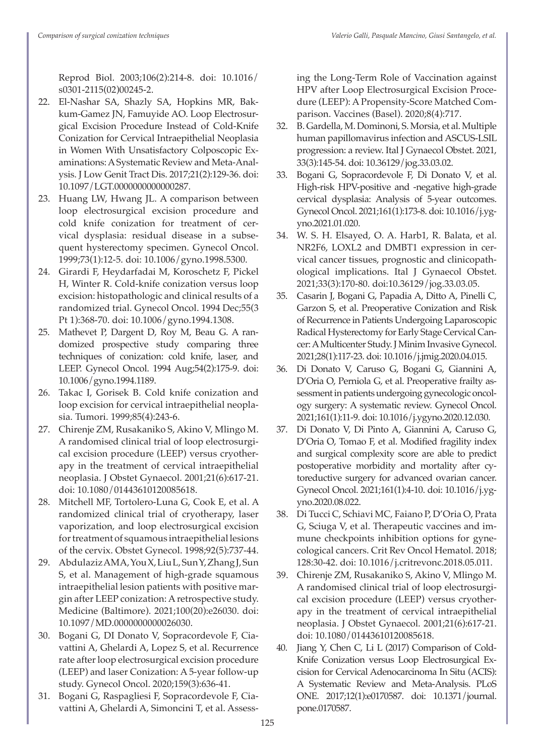Reprod Biol. 2003;106(2):214-8. doi: 10.1016/s0301-2115(02)00245-2.

22. El-Nashar SA, Shazly SA, Hopkins MR, Bakkum-Gamez JN, Famuyide AO. Loop Electrosurgical Excision Procedure Instead of Cold-Knife Conization for Cervical Intraepithelial Neoplasia in Women With Unsatisfactory Colposcopic Examinations: A Systematic Review and Meta-Analysis. J Low Genit Tract Dis. 2017;21(2):129-36. doi: 10.1097/LGT.0000000000000287.
23. Huang LW, Hwang JL. A comparison between loop electrosurgical excision procedure and cold knife conization for treatment of cervical dysplasia: residual disease in a subsequent hysterectomy specimen. Gynecol Oncol. 1999;73(1):12-5. doi: 10.1006/gyno.1998.5300.
24. Girardi F, Heydarfadai M, Koroschetz F, Pickel H, Winter R. Cold-knife conization versus loop excision: histopathologic and clinical results of a randomized trial. Gynecol Oncol. 1994 Dec;55(3 Pt 1):368-70. doi: 10.1006/gyno.1994.1308.
25. Mathevet P, Dargent D, Roy M, Beau G. A randomized prospective study comparing three techniques of conization: cold knife, laser, and LEEP. Gynecol Oncol. 1994 Aug;54(2):175-9. doi: 10.1006/gyno.1994.1189.
26. Takac I, Gorisek B. Cold knife conization and loop excision for cervical intraepithelial neoplasia. Tumori. 1999;85(4):243-6.
27. Chirenje ZM, Rusakaniko S, Akino V, Mlingo M. A randomised clinical trial of loop electrosurgical excision procedure (LEEP) versus cryotherapy in the treatment of cervical intraepithelial neoplasia. J Obstet Gynaecol. 2001;21(6):617-21. doi: 10.1080/01443610120085618.
28. Mitchell MF, Tortolero-Luna G, Cook E, et al. A randomized clinical trial of cryotherapy, laser vaporization, and loop electrosurgical excision for treatment of squamous intraepithelial lesions of the cervix. Obstet Gynecol. 1998;92(5):737-44.
29. Abdulaziz AMA, You X, Liu L, Sun Y, Zhang J, Sun S, et al. Management of high-grade squamous intraepithelial lesion patients with positive margin after LEEP conization: A retrospective study. Medicine (Baltimore). 2021;100(20):e26030. doi: 10.1097/MD.0000000000026030.
30. Bogani G, DI Donato V, Sopracordevole F, Ciavattini A, Ghelardi A, Lopez S, et al. Recurrence rate after loop electrosurgical excision procedure (LEEP) and laser Conization: A 5-year follow-up study. Gynecol Oncol. 2020;159(3):636-41.
31. Bogani G, Raspagliesi F, Sopracordevole F, Ciavattini A, Ghelardi A, Simoncini T, et al. Assessing the Long-Term Role of Vaccination against HPV after Loop Electrosurgical Excision Procedure (LEEP): A Propensity-Score Matched Comparison. Vaccines (Basel). 2020;8(4):717.
32. B. Gardella, M. Dominoni, S. Morsia, et al. Multiple human papillomavirus infection and ASCUS-LSIL progression: a review. Ital J Gynaecol Obstet. 2021, 33(3):145-54. doi: 10.36129/jog.33.03.02.
33. Bogani G, Sopracordevole F, Di Donato V, et al. High-risk HPV-positive and -negative high-grade cervical dysplasia: Analysis of 5-year outcomes. Gynecol Oncol. 2021;161(1):173-8. doi: 10.1016/j.ygyno.2021.01.020.
34. W. S. H. Elsayed, O. A. Harb1, R. Balata, et al. NR2F6, LOXL2 and DMBT1 expression in cervical cancer tissues, prognostic and clinicopathological implications. Ital J Gynaecol Obstet. 2021;33(3):170-80. doi:10.36129/jog.33.03.05.
35. Casarin J, Bogani G, Papadia A, Ditto A, Pinelli C, Garzon S, et al. Preoperative Conization and Risk of Recurrence in Patients Undergoing Laparoscopic Radical Hysterectomy for Early Stage Cervical Cancer: A Multicenter Study. J Minim Invasive Gynecol. 2021;28(1):117-23. doi: 10.1016/j.jmig.2020.04.015.
36. Di Donato V, Caruso G, Bogani G, Giannini A, D'Oria O, Perniola G, et al. Preoperative frailty assessment in patients undergoing gynecologic oncology surgery: A systematic review. Gynecol Oncol. 2021;161(1):11-9. doi: 10.1016/j.ygyno.2020.12.030.
37. Di Donato V, Di Pinto A, Giannini A, Caruso G, D'Oria O, Tomao F, et al. Modified fragility index and surgical complexity score are able to predict postoperative morbidity and mortality after cytoreductive surgery for advanced ovarian cancer. Gynecol Oncol. 2021;161(1):4-10. doi: 10.1016/j.ygyno.2020.08.022.
38. Di Tucci C, Schiavi MC, Faiano P, D'Oria O, Prata G, Sciuga V, et al. Therapeutic vaccines and immune checkpoints inhibition options for gynecological cancers. Crit Rev Oncol Hematol. 2018; 128:30-42. doi: 10.1016/j.critrevonc.2018.05.011.
39. Chirenje ZM, Rusakaniko S, Akino V, Mlingo M. A randomised clinical trial of loop electrosurgical excision procedure (LEEP) versus cryotherapy in the treatment of cervical intraepithelial neoplasia. J Obstet Gynaecol. 2001;21(6):617-21. doi: 10.1080/01443610120085618.
40. Jiang Y, Chen C, Li L (2017) Comparison of Cold-Knife Conization versus Loop Electrosurgical Excision for Cervical Adenocarcinoma In Situ (ACIS): A Systematic Review and Meta-Analysis. PLoS ONE. 2017;12(1):e0170587. doi: 10.1371/journal.pone.0170587.